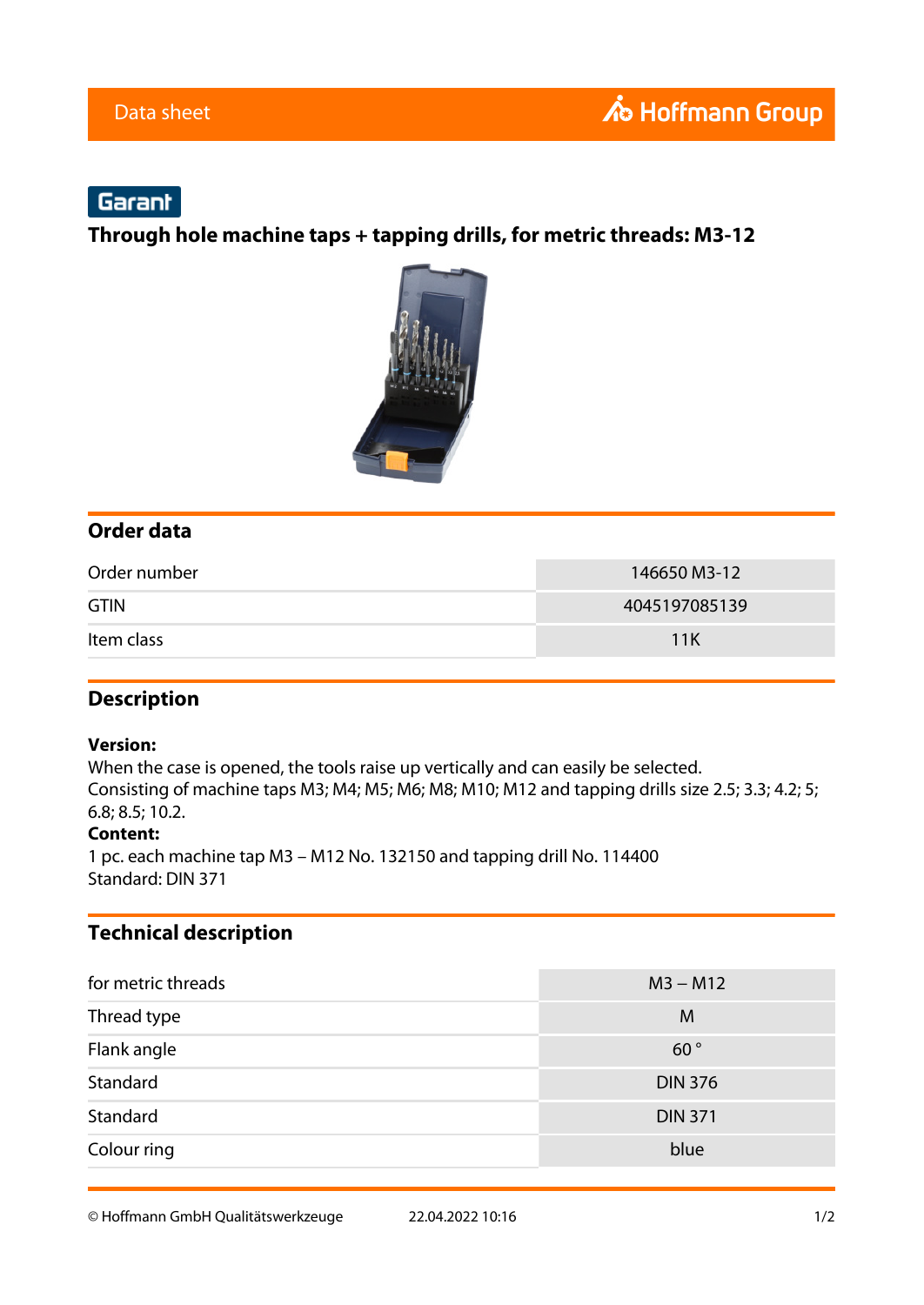Data sheet

Hoffmann Group

Garant

# Through hole machine taps + tapping drills, for metric threads: M3-12

## Order data

| | |
|---|---|
| Order number | 146650 M3-12 |
| GTIN | 4045197085139 |
| Item class | 11K |

## Description

**Version:**
When the case is opened, the tools raise up vertically and can easily be selected.
Consisting of machine taps M3; M4; M5; M6; M8; M10; M12 and tapping drills size 2.5; 3.3; 4.2; 5; 6.8; 8.5; 10.2.
**Content:**
1 pc. each machine tap M3 – M12 No. 132150 and tapping drill No. 114400
Standard: DIN 371

## Technical description

| | |
|---|---|
| for metric threads | M3 – M12 |
| Thread type | M |
| Flank angle | 60 ° |
| Standard | DIN 376 |
| Standard | DIN 371 |
| Colour ring | blue |

© Hoffmann GmbH Qualitätswerkzeuge 22.04.2022 10:16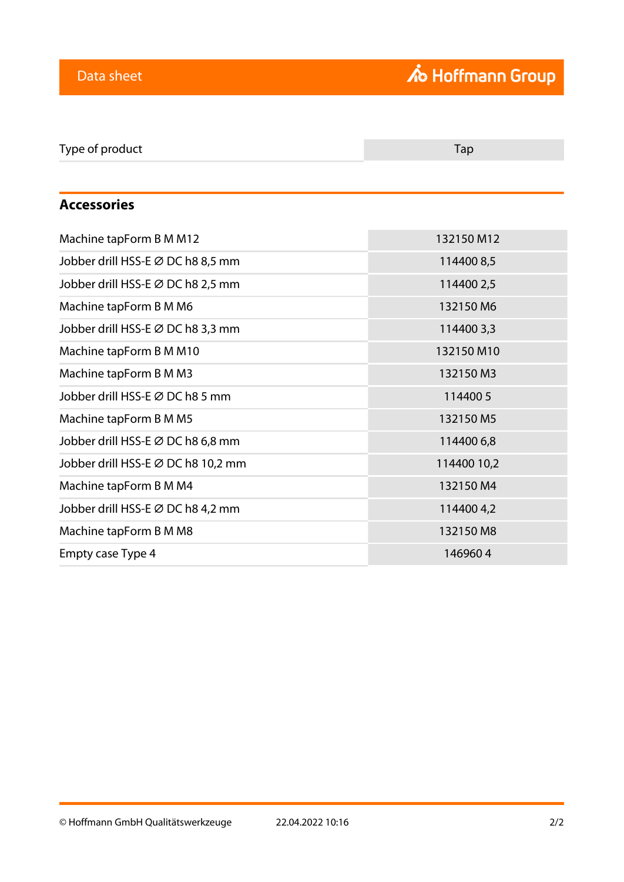| | |
|---|---|
| Type of product | Tap |

## Accessories

| | |
|---|---|
| Machine tapForm B M M12 | 132150 M12 |
| Jobber drill HSS-E Ø DC h8 8,5 mm | 114400 8,5 |
| Jobber drill HSS-E Ø DC h8 2,5 mm | 114400 2,5 |
| Machine tapForm B M M6 | 132150 M6 |
| Jobber drill HSS-E Ø DC h8 3,3 mm | 114400 3,3 |
| Machine tapForm B M M10 | 132150 M10 |
| Machine tapForm B M M3 | 132150 M3 |
| Jobber drill HSS-E Ø DC h8 5 mm | 114400 5 |
| Machine tapForm B M M5 | 132150 M5 |
| Jobber drill HSS-E Ø DC h8 6,8 mm | 114400 6,8 |
| Jobber drill HSS-E Ø DC h8 10,2 mm | 114400 10,2 |
| Machine tapForm B M M4 | 132150 M4 |
| Jobber drill HSS-E Ø DC h8 4,2 mm | 114400 4,2 |
| Machine tapForm B M M8 | 132150 M8 |
| Empty case Type 4 | 146960 4 |